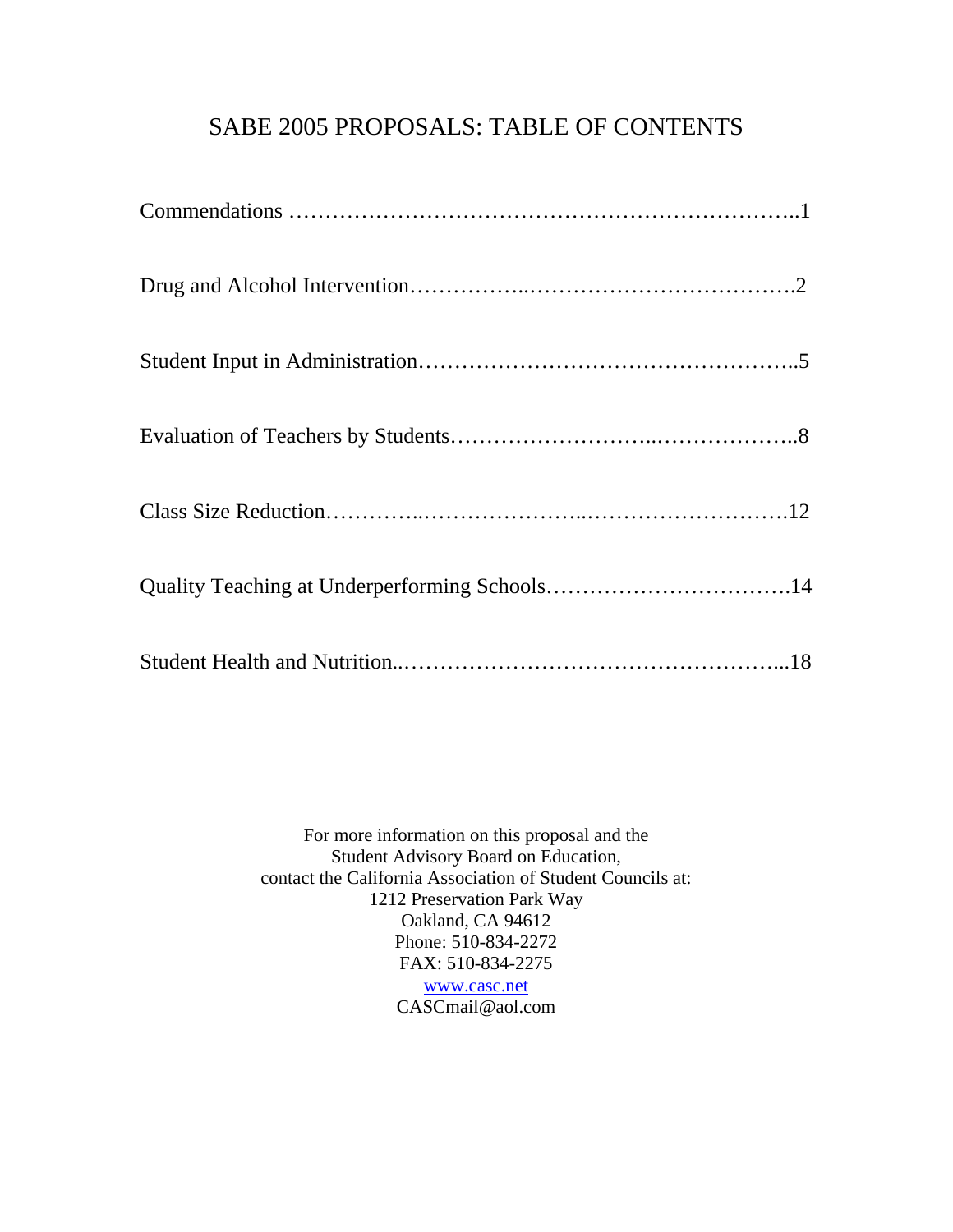# SABE 2005 PROPOSALS: TABLE OF CONTENTS

Commendations ………………………………………………………………..1

Drug and Alcohol Intervention……………..……………………………….2

Student Input in Administration……………………………………………..5

Evaluation of Teachers by Students……………………...………………..8

Class Size Reduction…………..…………………..……………………….12

Quality Teaching at Underperforming Schools…………………………….14

Student Health and Nutrition..……………………………………………...18

For more information on this proposal and the
Student Advisory Board on Education,
contact the California Association of Student Councils at:
1212 Preservation Park Way
Oakland, CA 94612
Phone: 510-834-2272
FAX: 510-834-2275
www.casc.net
CASCmail@aol.com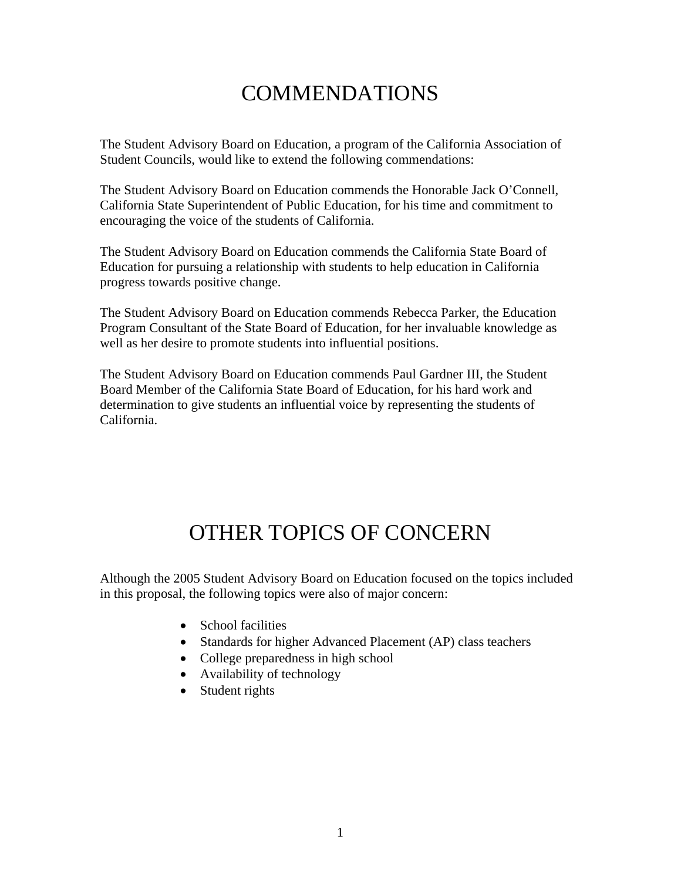# COMMENDATIONS

The Student Advisory Board on Education, a program of the California Association of Student Councils, would like to extend the following commendations:

The Student Advisory Board on Education commends the Honorable Jack O'Connell, California State Superintendent of Public Education, for his time and commitment to encouraging the voice of the students of California.

The Student Advisory Board on Education commends the California State Board of Education for pursuing a relationship with students to help education in California progress towards positive change.

The Student Advisory Board on Education commends Rebecca Parker, the Education Program Consultant of the State Board of Education, for her invaluable knowledge as well as her desire to promote students into influential positions.

The Student Advisory Board on Education commends Paul Gardner III, the Student Board Member of the California State Board of Education, for his hard work and determination to give students an influential voice by representing the students of California.

# OTHER TOPICS OF CONCERN

Although the 2005 Student Advisory Board on Education focused on the topics included in this proposal, the following topics were also of major concern:

- School facilities
- Standards for higher Advanced Placement (AP) class teachers
- College preparedness in high school
- Availability of technology
- Student rights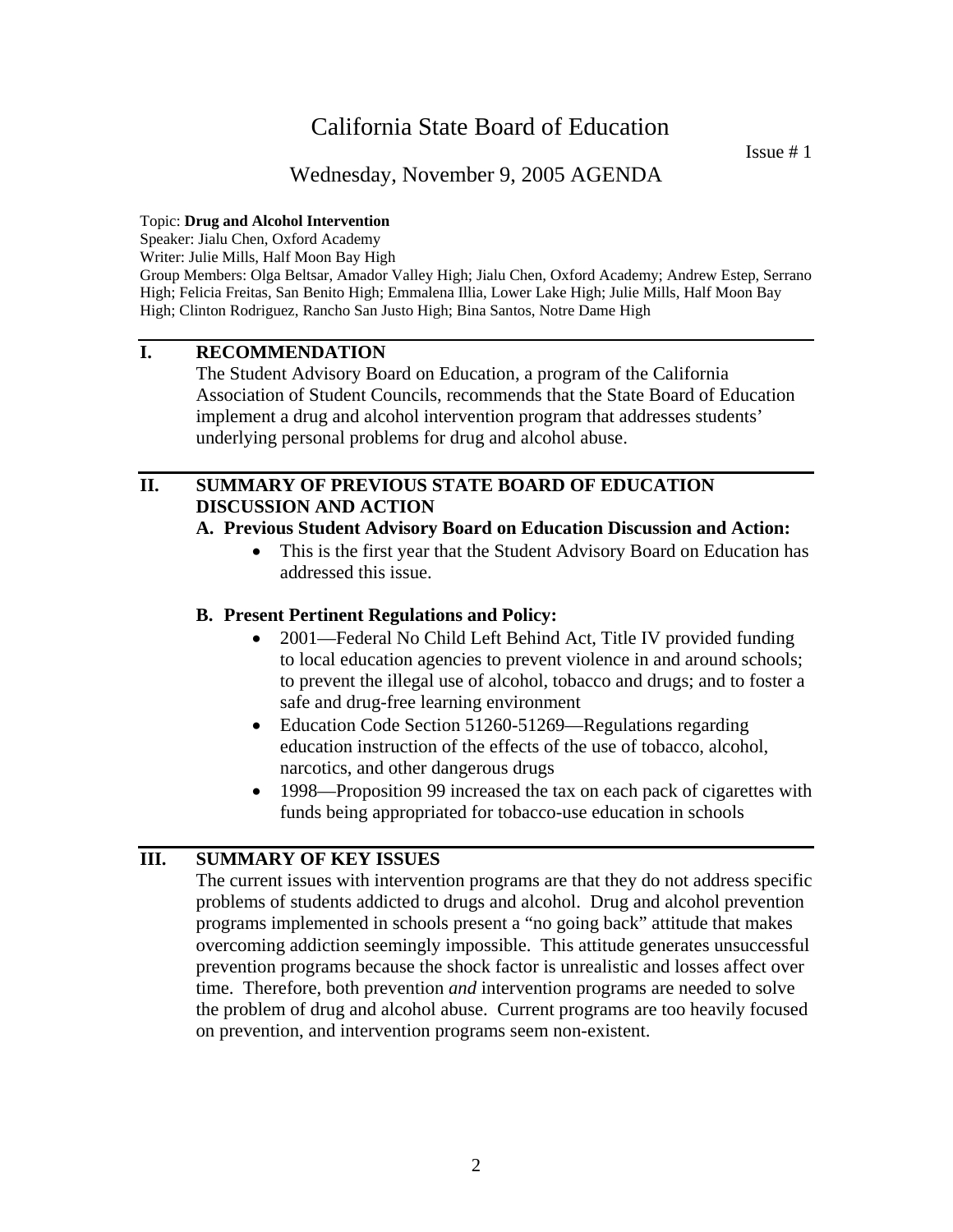# California State Board of Education

Issue # 1

## Wednesday, November 9, 2005 AGENDA

Topic: **Drug and Alcohol Intervention**
Speaker: Jialu Chen, Oxford Academy
Writer: Julie Mills, Half Moon Bay High
Group Members: Olga Beltsar, Amador Valley High; Jialu Chen, Oxford Academy; Andrew Estep, Serrano High; Felicia Freitas, San Benito High; Emmalena Illia, Lower Lake High; Julie Mills, Half Moon Bay High; Clinton Rodriguez, Rancho San Justo High; Bina Santos, Notre Dame High

---

## I. RECOMMENDATION

The Student Advisory Board on Education, a program of the California Association of Student Councils, recommends that the State Board of Education implement a drug and alcohol intervention program that addresses students' underlying personal problems for drug and alcohol abuse.

---

## II. SUMMARY OF PREVIOUS STATE BOARD OF EDUCATION DISCUSSION AND ACTION

### A. Previous Student Advisory Board on Education Discussion and Action:

- This is the first year that the Student Advisory Board on Education has addressed this issue.

### B. Present Pertinent Regulations and Policy:

- 2001—Federal No Child Left Behind Act, Title IV provided funding to local education agencies to prevent violence in and around schools; to prevent the illegal use of alcohol, tobacco and drugs; and to foster a safe and drug-free learning environment
- Education Code Section 51260-51269—Regulations regarding education instruction of the effects of the use of tobacco, alcohol, narcotics, and other dangerous drugs
- 1998—Proposition 99 increased the tax on each pack of cigarettes with funds being appropriated for tobacco-use education in schools

---

## III. SUMMARY OF KEY ISSUES

The current issues with intervention programs are that they do not address specific problems of students addicted to drugs and alcohol. Drug and alcohol prevention programs implemented in schools present a "no going back" attitude that makes overcoming addiction seemingly impossible. This attitude generates unsuccessful prevention programs because the shock factor is unrealistic and losses affect over time. Therefore, both prevention *and* intervention programs are needed to solve the problem of drug and alcohol abuse. Current programs are too heavily focused on prevention, and intervention programs seem non-existent.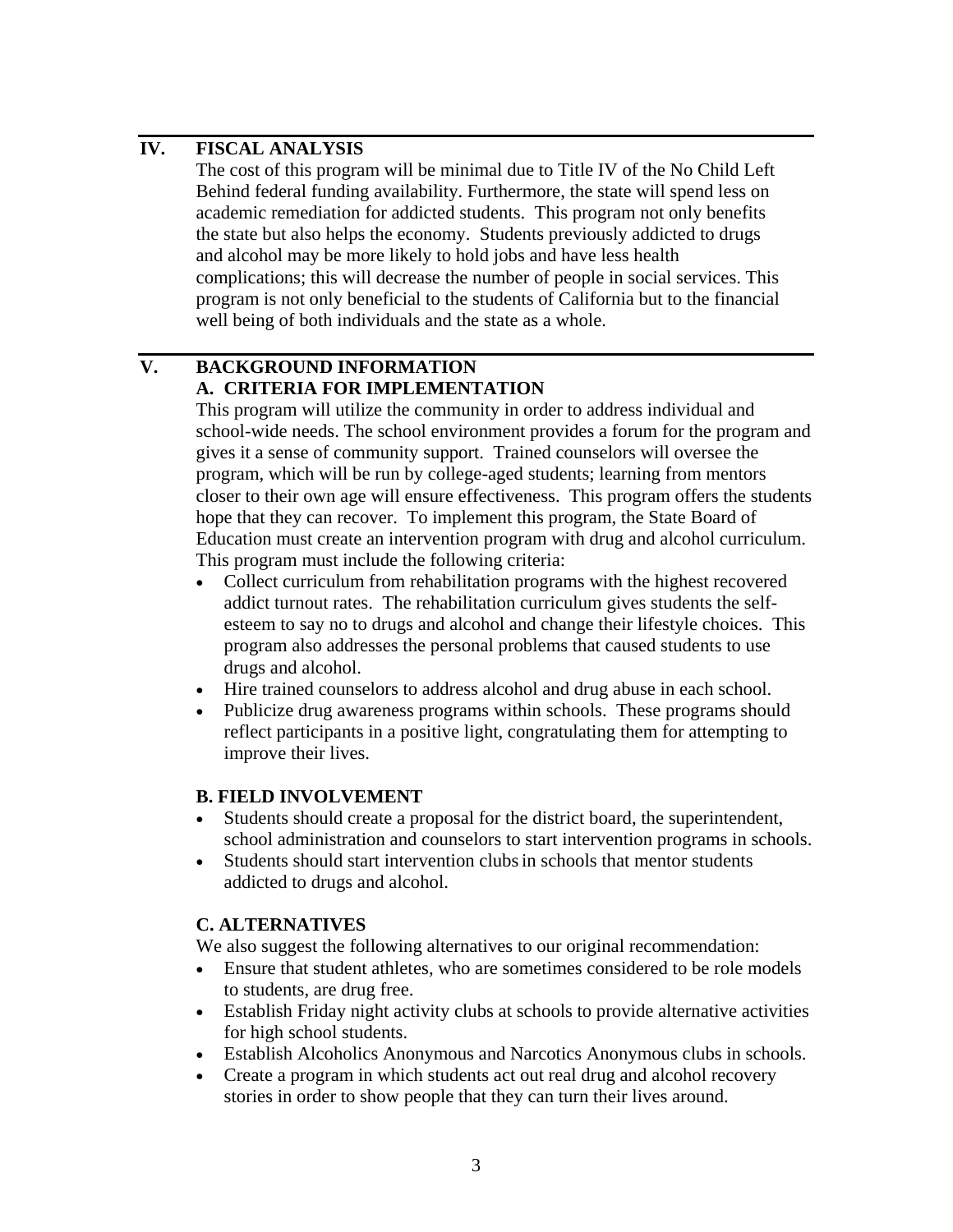## IV. FISCAL ANALYSIS

The cost of this program will be minimal due to Title IV of the No Child Left Behind federal funding availability. Furthermore, the state will spend less on academic remediation for addicted students. This program not only benefits the state but also helps the economy. Students previously addicted to drugs and alcohol may be more likely to hold jobs and have less health complications; this will decrease the number of people in social services. This program is not only beneficial to the students of California but to the financial well being of both individuals and the state as a whole.

## V. BACKGROUND INFORMATION

### A. CRITERIA FOR IMPLEMENTATION

This program will utilize the community in order to address individual and school-wide needs. The school environment provides a forum for the program and gives it a sense of community support. Trained counselors will oversee the program, which will be run by college-aged students; learning from mentors closer to their own age will ensure effectiveness. This program offers the students hope that they can recover. To implement this program, the State Board of Education must create an intervention program with drug and alcohol curriculum. This program must include the following criteria:

- Collect curriculum from rehabilitation programs with the highest recovered addict turnout rates. The rehabilitation curriculum gives students the self-esteem to say no to drugs and alcohol and change their lifestyle choices. This program also addresses the personal problems that caused students to use drugs and alcohol.
- Hire trained counselors to address alcohol and drug abuse in each school.
- Publicize drug awareness programs within schools. These programs should reflect participants in a positive light, congratulating them for attempting to improve their lives.

### B. FIELD INVOLVEMENT

- Students should create a proposal for the district board, the superintendent, school administration and counselors to start intervention programs in schools.
- Students should start intervention clubs in schools that mentor students addicted to drugs and alcohol.

### C. ALTERNATIVES

We also suggest the following alternatives to our original recommendation:

- Ensure that student athletes, who are sometimes considered to be role models to students, are drug free.
- Establish Friday night activity clubs at schools to provide alternative activities for high school students.
- Establish Alcoholics Anonymous and Narcotics Anonymous clubs in schools.
- Create a program in which students act out real drug and alcohol recovery stories in order to show people that they can turn their lives around.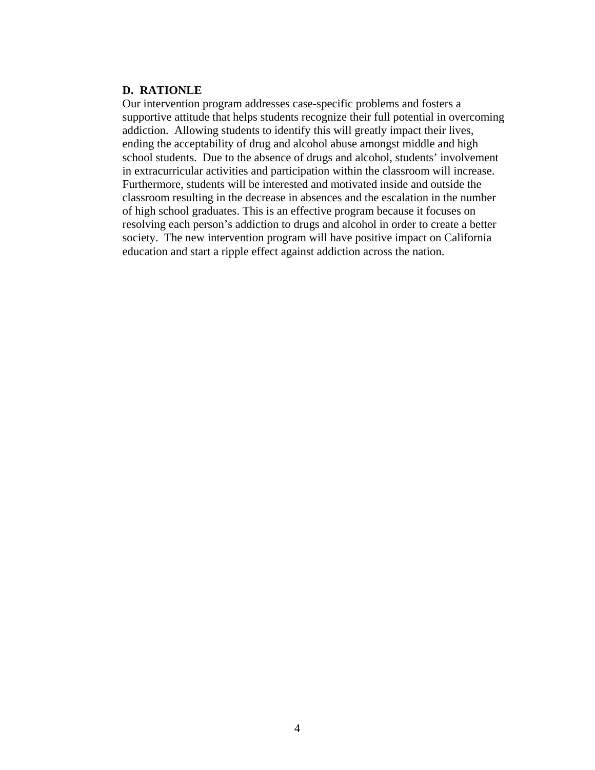**D. RATIONLE**

Our intervention program addresses case-specific problems and fosters a supportive attitude that helps students recognize their full potential in overcoming addiction. Allowing students to identify this will greatly impact their lives, ending the acceptability of drug and alcohol abuse amongst middle and high school students. Due to the absence of drugs and alcohol, students' involvement in extracurricular activities and participation within the classroom will increase. Furthermore, students will be interested and motivated inside and outside the classroom resulting in the decrease in absences and the escalation in the number of high school graduates. This is an effective program because it focuses on resolving each person's addiction to drugs and alcohol in order to create a better society. The new intervention program will have positive impact on California education and start a ripple effect against addiction across the nation.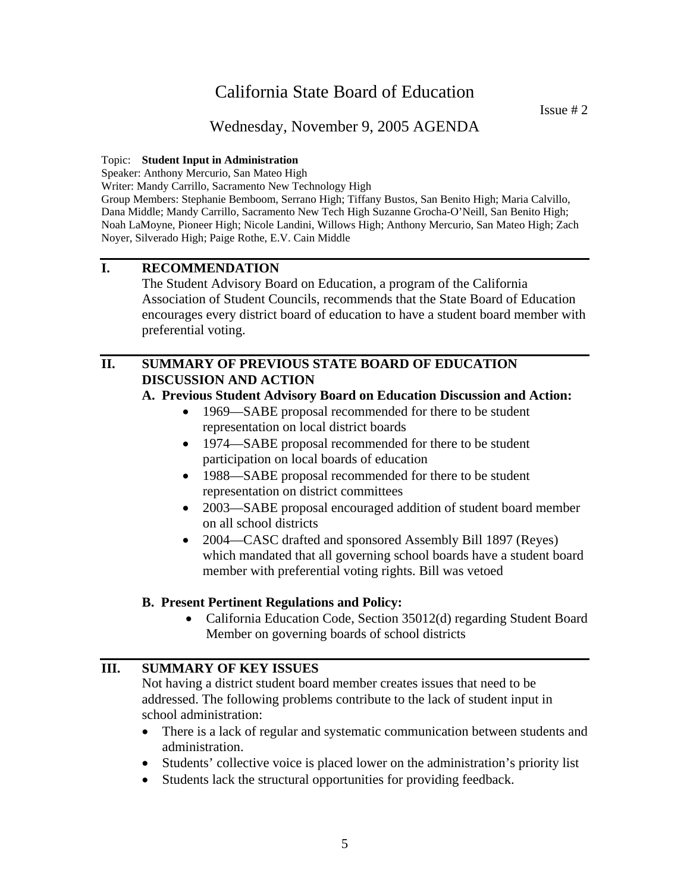# California State Board of Education

Issue # 2

## Wednesday, November 9, 2005 AGENDA

Topic: **Student Input in Administration**
Speaker: Anthony Mercurio, San Mateo High
Writer: Mandy Carrillo, Sacramento New Technology High
Group Members: Stephanie Bemboom, Serrano High; Tiffany Bustos, San Benito High; Maria Calvillo, Dana Middle; Mandy Carrillo, Sacramento New Tech High Suzanne Grocha-O'Neill, San Benito High; Noah LaMoyne, Pioneer High; Nicole Landini, Willows High; Anthony Mercurio, San Mateo High; Zach Noyer, Silverado High; Paige Rothe, E.V. Cain Middle

## I. RECOMMENDATION

The Student Advisory Board on Education, a program of the California Association of Student Councils, recommends that the State Board of Education encourages every district board of education to have a student board member with preferential voting.

## II. SUMMARY OF PREVIOUS STATE BOARD OF EDUCATION DISCUSSION AND ACTION

### A. Previous Student Advisory Board on Education Discussion and Action:

- 1969—SABE proposal recommended for there to be student representation on local district boards
- 1974—SABE proposal recommended for there to be student participation on local boards of education
- 1988—SABE proposal recommended for there to be student representation on district committees
- 2003—SABE proposal encouraged addition of student board member on all school districts
- 2004—CASC drafted and sponsored Assembly Bill 1897 (Reyes) which mandated that all governing school boards have a student board member with preferential voting rights. Bill was vetoed

### B. Present Pertinent Regulations and Policy:

- California Education Code, Section 35012(d) regarding Student Board Member on governing boards of school districts

## III. SUMMARY OF KEY ISSUES

Not having a district student board member creates issues that need to be addressed. The following problems contribute to the lack of student input in school administration:

- There is a lack of regular and systematic communication between students and administration.
- Students' collective voice is placed lower on the administration's priority list
- Students lack the structural opportunities for providing feedback.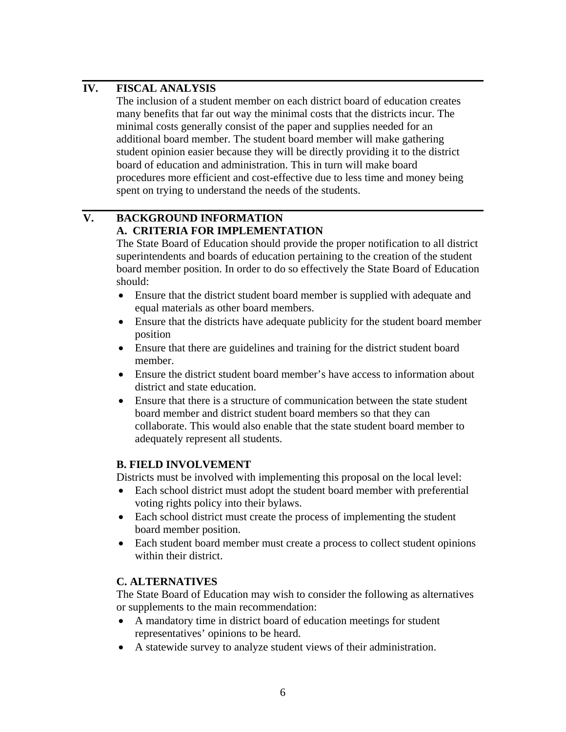## IV. FISCAL ANALYSIS

The inclusion of a student member on each district board of education creates many benefits that far out way the minimal costs that the districts incur. The minimal costs generally consist of the paper and supplies needed for an additional board member. The student board member will make gathering student opinion easier because they will be directly providing it to the district board of education and administration. This in turn will make board procedures more efficient and cost-effective due to less time and money being spent on trying to understand the needs of the students.

## V. BACKGROUND INFORMATION

### A. CRITERIA FOR IMPLEMENTATION

The State Board of Education should provide the proper notification to all district superintendents and boards of education pertaining to the creation of the student board member position. In order to do so effectively the State Board of Education should:

- Ensure that the district student board member is supplied with adequate and equal materials as other board members.
- Ensure that the districts have adequate publicity for the student board member position
- Ensure that there are guidelines and training for the district student board member.
- Ensure the district student board member's have access to information about district and state education.
- Ensure that there is a structure of communication between the state student board member and district student board members so that they can collaborate. This would also enable that the state student board member to adequately represent all students.

### B. FIELD INVOLVEMENT

Districts must be involved with implementing this proposal on the local level:

- Each school district must adopt the student board member with preferential voting rights policy into their bylaws.
- Each school district must create the process of implementing the student board member position.
- Each student board member must create a process to collect student opinions within their district.

### C. ALTERNATIVES

The State Board of Education may wish to consider the following as alternatives or supplements to the main recommendation:

- A mandatory time in district board of education meetings for student representatives' opinions to be heard.
- A statewide survey to analyze student views of their administration.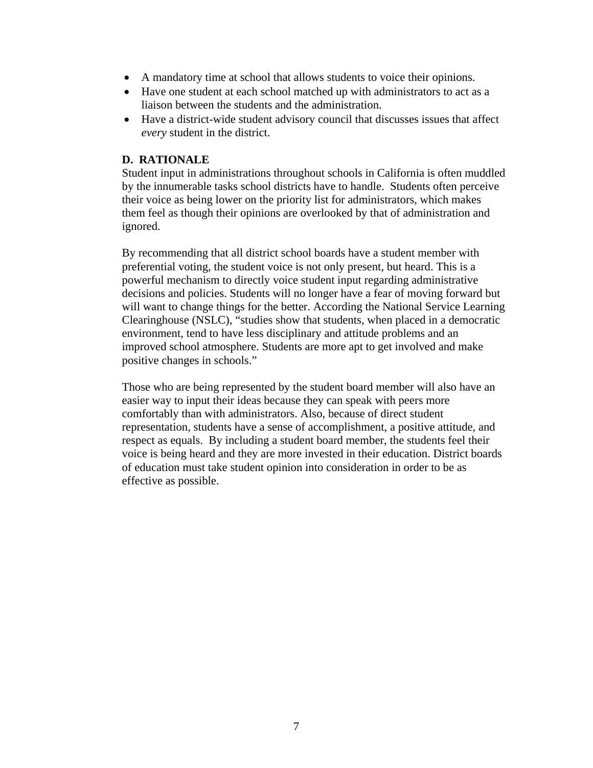- A mandatory time at school that allows students to voice their opinions.
- Have one student at each school matched up with administrators to act as a liaison between the students and the administration.
- Have a district-wide student advisory council that discusses issues that affect *every* student in the district.

**D. RATIONALE**

Student input in administrations throughout schools in California is often muddled by the innumerable tasks school districts have to handle. Students often perceive their voice as being lower on the priority list for administrators, which makes them feel as though their opinions are overlooked by that of administration and ignored.

By recommending that all district school boards have a student member with preferential voting, the student voice is not only present, but heard. This is a powerful mechanism to directly voice student input regarding administrative decisions and policies. Students will no longer have a fear of moving forward but will want to change things for the better. According the National Service Learning Clearinghouse (NSLC), "studies show that students, when placed in a democratic environment, tend to have less disciplinary and attitude problems and an improved school atmosphere. Students are more apt to get involved and make positive changes in schools."

Those who are being represented by the student board member will also have an easier way to input their ideas because they can speak with peers more comfortably than with administrators. Also, because of direct student representation, students have a sense of accomplishment, a positive attitude, and respect as equals. By including a student board member, the students feel their voice is being heard and they are more invested in their education. District boards of education must take student opinion into consideration in order to be as effective as possible.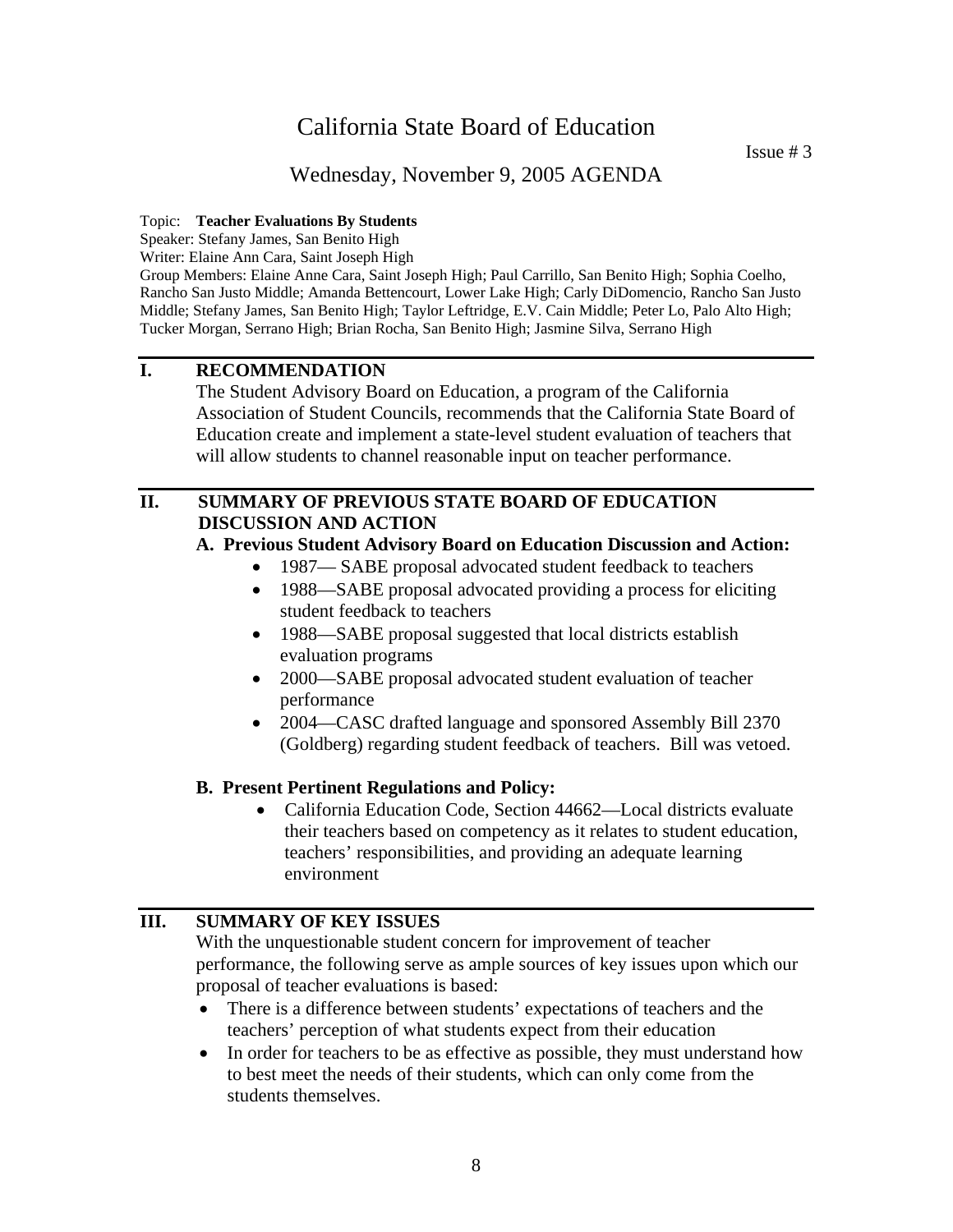# California State Board of Education

Issue # 3

## Wednesday, November 9, 2005 AGENDA

Topic: **Teacher Evaluations By Students**
Speaker: Stefany James, San Benito High
Writer: Elaine Ann Cara, Saint Joseph High
Group Members: Elaine Anne Cara, Saint Joseph High; Paul Carrillo, San Benito High; Sophia Coelho, Rancho San Justo Middle; Amanda Bettencourt, Lower Lake High; Carly DiDomencio, Rancho San Justo Middle; Stefany James, San Benito High; Taylor Leftridge, E.V. Cain Middle; Peter Lo, Palo Alto High; Tucker Morgan, Serrano High; Brian Rocha, San Benito High; Jasmine Silva, Serrano High

## I. RECOMMENDATION

The Student Advisory Board on Education, a program of the California Association of Student Councils, recommends that the California State Board of Education create and implement a state-level student evaluation of teachers that will allow students to channel reasonable input on teacher performance.

## II. SUMMARY OF PREVIOUS STATE BOARD OF EDUCATION DISCUSSION AND ACTION

### A. Previous Student Advisory Board on Education Discussion and Action:

- 1987— SABE proposal advocated student feedback to teachers
- 1988—SABE proposal advocated providing a process for eliciting student feedback to teachers
- 1988—SABE proposal suggested that local districts establish evaluation programs
- 2000—SABE proposal advocated student evaluation of teacher performance
- 2004—CASC drafted language and sponsored Assembly Bill 2370 (Goldberg) regarding student feedback of teachers. Bill was vetoed.

### B. Present Pertinent Regulations and Policy:

- California Education Code, Section 44662—Local districts evaluate their teachers based on competency as it relates to student education, teachers' responsibilities, and providing an adequate learning environment

## III. SUMMARY OF KEY ISSUES

With the unquestionable student concern for improvement of teacher performance, the following serve as ample sources of key issues upon which our proposal of teacher evaluations is based:

- There is a difference between students' expectations of teachers and the teachers' perception of what students expect from their education
- In order for teachers to be as effective as possible, they must understand how to best meet the needs of their students, which can only come from the students themselves.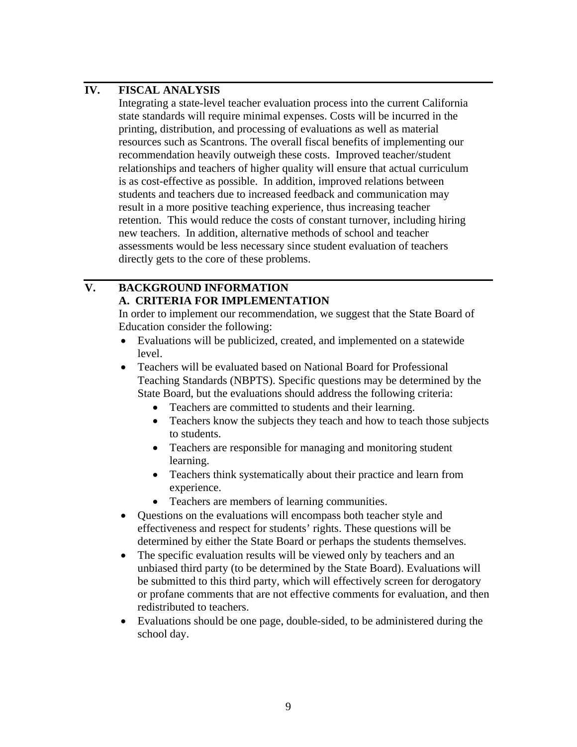## IV. FISCAL ANALYSIS

Integrating a state-level teacher evaluation process into the current California state standards will require minimal expenses. Costs will be incurred in the printing, distribution, and processing of evaluations as well as material resources such as Scantrons. The overall fiscal benefits of implementing our recommendation heavily outweigh these costs. Improved teacher/student relationships and teachers of higher quality will ensure that actual curriculum is as cost-effective as possible. In addition, improved relations between students and teachers due to increased feedback and communication may result in a more positive teaching experience, thus increasing teacher retention. This would reduce the costs of constant turnover, including hiring new teachers. In addition, alternative methods of school and teacher assessments would be less necessary since student evaluation of teachers directly gets to the core of these problems.

## V. BACKGROUND INFORMATION

### A. CRITERIA FOR IMPLEMENTATION

In order to implement our recommendation, we suggest that the State Board of Education consider the following:

- Evaluations will be publicized, created, and implemented on a statewide level.
- Teachers will be evaluated based on National Board for Professional Teaching Standards (NBPTS). Specific questions may be determined by the State Board, but the evaluations should address the following criteria:
  - Teachers are committed to students and their learning.
  - Teachers know the subjects they teach and how to teach those subjects to students.
  - Teachers are responsible for managing and monitoring student learning.
  - Teachers think systematically about their practice and learn from experience.
  - Teachers are members of learning communities.
- Questions on the evaluations will encompass both teacher style and effectiveness and respect for students' rights. These questions will be determined by either the State Board or perhaps the students themselves.
- The specific evaluation results will be viewed only by teachers and an unbiased third party (to be determined by the State Board). Evaluations will be submitted to this third party, which will effectively screen for derogatory or profane comments that are not effective comments for evaluation, and then redistributed to teachers.
- Evaluations should be one page, double-sided, to be administered during the school day.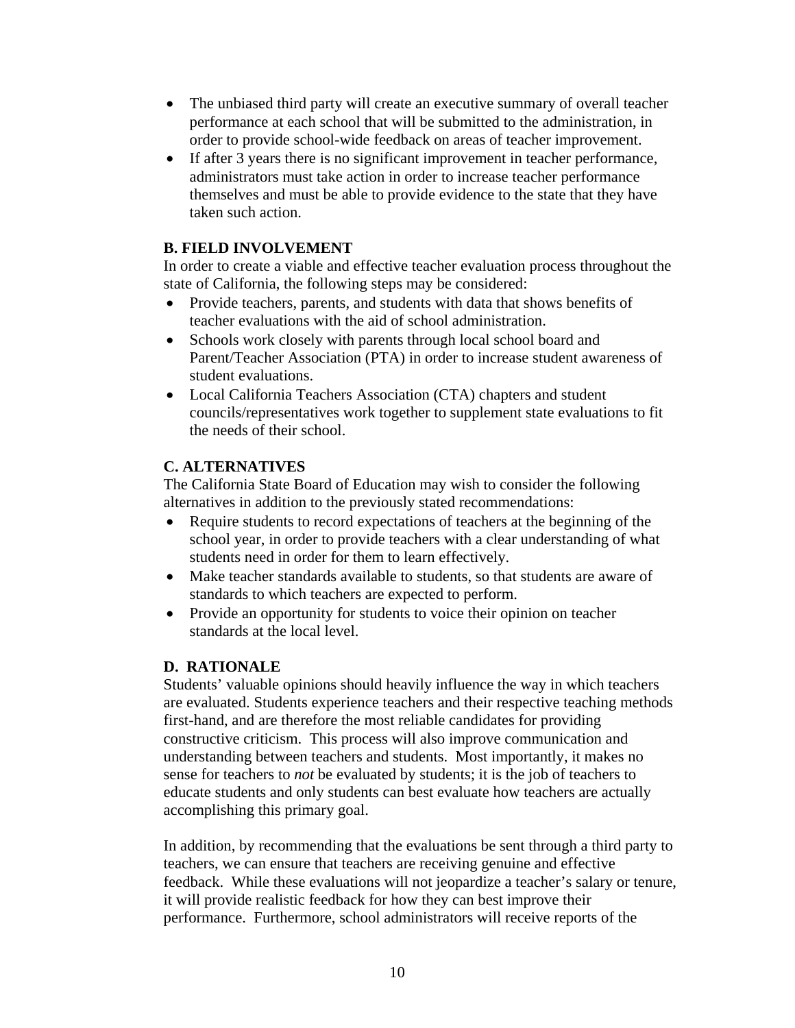- The unbiased third party will create an executive summary of overall teacher performance at each school that will be submitted to the administration, in order to provide school-wide feedback on areas of teacher improvement.
- If after 3 years there is no significant improvement in teacher performance, administrators must take action in order to increase teacher performance themselves and must be able to provide evidence to the state that they have taken such action.

**B. FIELD INVOLVEMENT**

In order to create a viable and effective teacher evaluation process throughout the state of California, the following steps may be considered:

- Provide teachers, parents, and students with data that shows benefits of teacher evaluations with the aid of school administration.
- Schools work closely with parents through local school board and Parent/Teacher Association (PTA) in order to increase student awareness of student evaluations.
- Local California Teachers Association (CTA) chapters and student councils/representatives work together to supplement state evaluations to fit the needs of their school.

**C. ALTERNATIVES**

The California State Board of Education may wish to consider the following alternatives in addition to the previously stated recommendations:

- Require students to record expectations of teachers at the beginning of the school year, in order to provide teachers with a clear understanding of what students need in order for them to learn effectively.
- Make teacher standards available to students, so that students are aware of standards to which teachers are expected to perform.
- Provide an opportunity for students to voice their opinion on teacher standards at the local level.

**D. RATIONALE**

Students' valuable opinions should heavily influence the way in which teachers are evaluated. Students experience teachers and their respective teaching methods first-hand, and are therefore the most reliable candidates for providing constructive criticism. This process will also improve communication and understanding between teachers and students. Most importantly, it makes no sense for teachers to *not* be evaluated by students; it is the job of teachers to educate students and only students can best evaluate how teachers are actually accomplishing this primary goal.

In addition, by recommending that the evaluations be sent through a third party to teachers, we can ensure that teachers are receiving genuine and effective feedback. While these evaluations will not jeopardize a teacher's salary or tenure, it will provide realistic feedback for how they can best improve their performance. Furthermore, school administrators will receive reports of the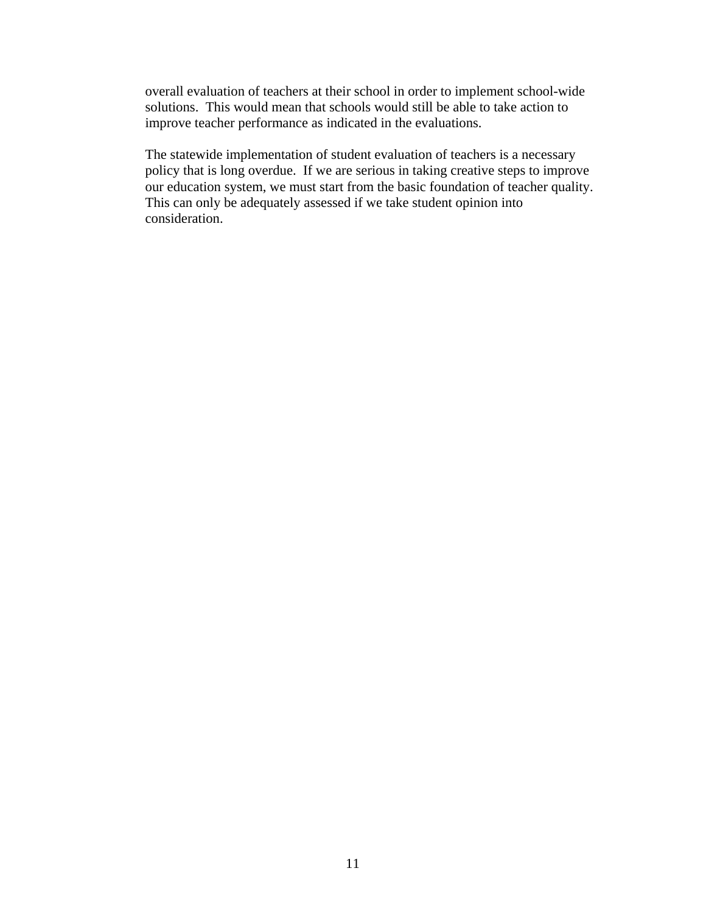overall evaluation of teachers at their school in order to implement school-wide solutions. This would mean that schools would still be able to take action to improve teacher performance as indicated in the evaluations.

The statewide implementation of student evaluation of teachers is a necessary policy that is long overdue. If we are serious in taking creative steps to improve our education system, we must start from the basic foundation of teacher quality. This can only be adequately assessed if we take student opinion into consideration.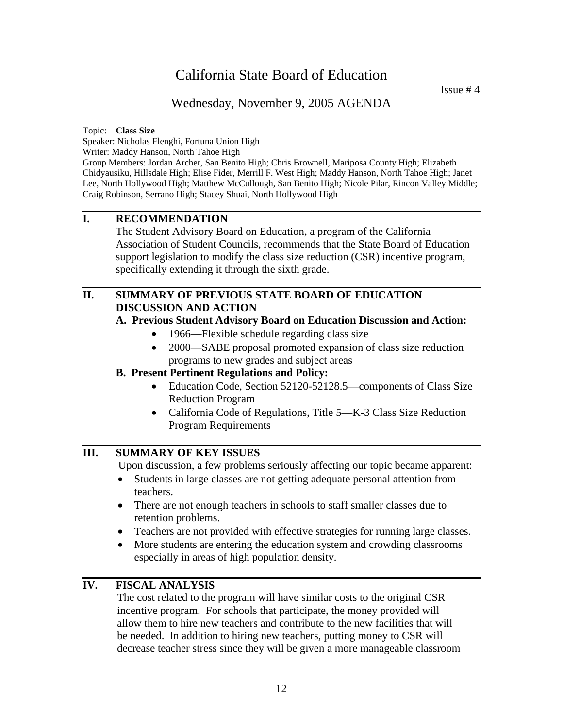# California State Board of Education

Issue # 4

## Wednesday, November 9, 2005 AGENDA

Topic: **Class Size**
Speaker: Nicholas Flenghi, Fortuna Union High
Writer: Maddy Hanson, North Tahoe High
Group Members: Jordan Archer, San Benito High; Chris Brownell, Mariposa County High; Elizabeth Chidyausiku, Hillsdale High; Elise Fider, Merrill F. West High; Maddy Hanson, North Tahoe High; Janet Lee, North Hollywood High; Matthew McCullough, San Benito High; Nicole Pilar, Rincon Valley Middle; Craig Robinson, Serrano High; Stacey Shuai, North Hollywood High

## I. RECOMMENDATION

The Student Advisory Board on Education, a program of the California Association of Student Councils, recommends that the State Board of Education support legislation to modify the class size reduction (CSR) incentive program, specifically extending it through the sixth grade.

## II. SUMMARY OF PREVIOUS STATE BOARD OF EDUCATION DISCUSSION AND ACTION

**A. Previous Student Advisory Board on Education Discussion and Action:**

- 1966—Flexible schedule regarding class size
- 2000—SABE proposal promoted expansion of class size reduction programs to new grades and subject areas

**B. Present Pertinent Regulations and Policy:**

- Education Code, Section 52120-52128.5—components of Class Size Reduction Program
- California Code of Regulations, Title 5—K-3 Class Size Reduction Program Requirements

## III. SUMMARY OF KEY ISSUES

Upon discussion, a few problems seriously affecting our topic became apparent:

- Students in large classes are not getting adequate personal attention from teachers.
- There are not enough teachers in schools to staff smaller classes due to retention problems.
- Teachers are not provided with effective strategies for running large classes.
- More students are entering the education system and crowding classrooms especially in areas of high population density.

## IV. FISCAL ANALYSIS

The cost related to the program will have similar costs to the original CSR incentive program. For schools that participate, the money provided will allow them to hire new teachers and contribute to the new facilities that will be needed. In addition to hiring new teachers, putting money to CSR will decrease teacher stress since they will be given a more manageable classroom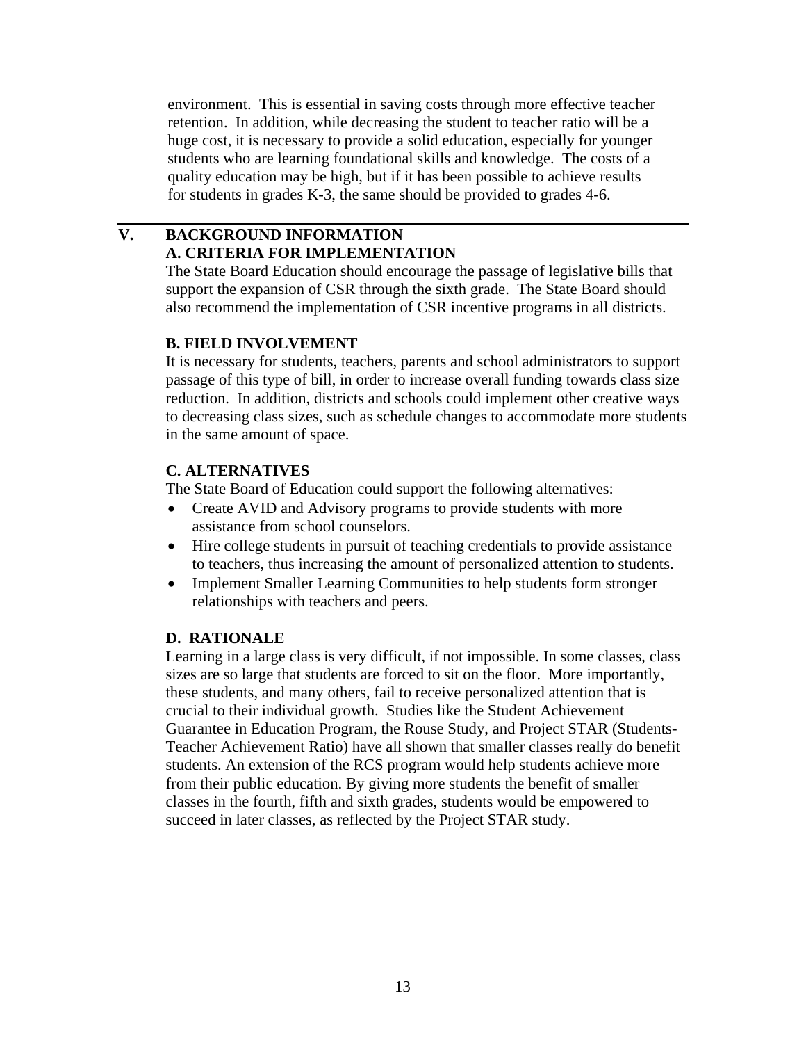environment. This is essential in saving costs through more effective teacher retention. In addition, while decreasing the student to teacher ratio will be a huge cost, it is necessary to provide a solid education, especially for younger students who are learning foundational skills and knowledge. The costs of a quality education may be high, but if it has been possible to achieve results for students in grades K-3, the same should be provided to grades 4-6.

---

## V. BACKGROUND INFORMATION

### A. CRITERIA FOR IMPLEMENTATION

The State Board Education should encourage the passage of legislative bills that support the expansion of CSR through the sixth grade. The State Board should also recommend the implementation of CSR incentive programs in all districts.

### B. FIELD INVOLVEMENT

It is necessary for students, teachers, parents and school administrators to support passage of this type of bill, in order to increase overall funding towards class size reduction. In addition, districts and schools could implement other creative ways to decreasing class sizes, such as schedule changes to accommodate more students in the same amount of space.

### C. ALTERNATIVES

The State Board of Education could support the following alternatives:

- Create AVID and Advisory programs to provide students with more assistance from school counselors.
- Hire college students in pursuit of teaching credentials to provide assistance to teachers, thus increasing the amount of personalized attention to students.
- Implement Smaller Learning Communities to help students form stronger relationships with teachers and peers.

### D. RATIONALE

Learning in a large class is very difficult, if not impossible. In some classes, class sizes are so large that students are forced to sit on the floor. More importantly, these students, and many others, fail to receive personalized attention that is crucial to their individual growth. Studies like the Student Achievement Guarantee in Education Program, the Rouse Study, and Project STAR (Students-Teacher Achievement Ratio) have all shown that smaller classes really do benefit students. An extension of the RCS program would help students achieve more from their public education. By giving more students the benefit of smaller classes in the fourth, fifth and sixth grades, students would be empowered to succeed in later classes, as reflected by the Project STAR study.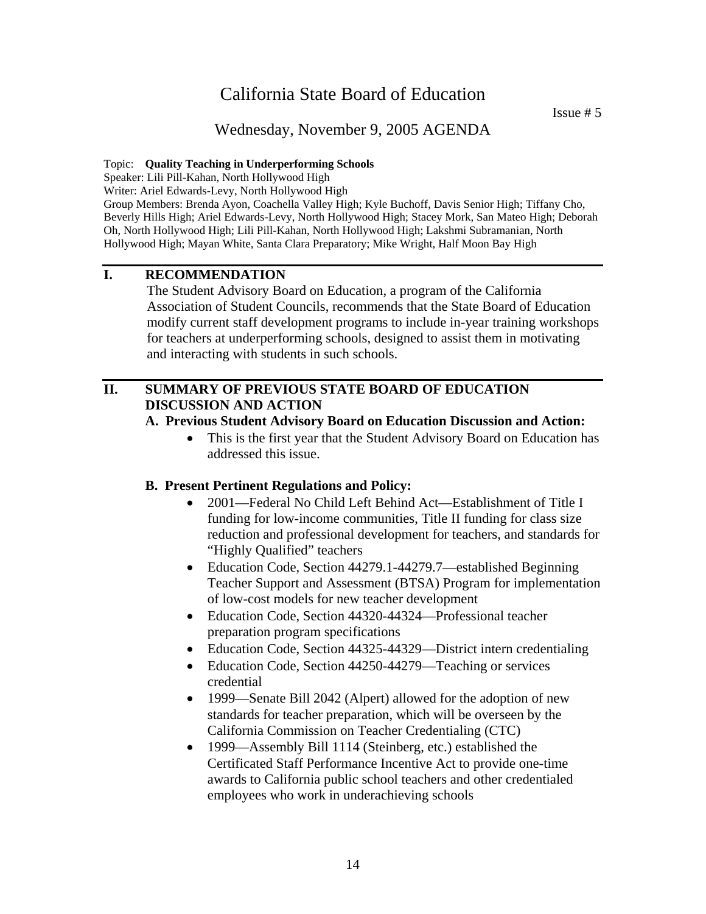# California State Board of Education

Issue # 5

## Wednesday, November 9, 2005 AGENDA

Topic: **Quality Teaching in Underperforming Schools**
Speaker: Lili Pill-Kahan, North Hollywood High
Writer: Ariel Edwards-Levy, North Hollywood High
Group Members: Brenda Ayon, Coachella Valley High; Kyle Buchoff, Davis Senior High; Tiffany Cho, Beverly Hills High; Ariel Edwards-Levy, North Hollywood High; Stacey Mork, San Mateo High; Deborah Oh, North Hollywood High; Lili Pill-Kahan, North Hollywood High; Lakshmi Subramanian, North Hollywood High; Mayan White, Santa Clara Preparatory; Mike Wright, Half Moon Bay High

## I. RECOMMENDATION

The Student Advisory Board on Education, a program of the California Association of Student Councils, recommends that the State Board of Education modify current staff development programs to include in-year training workshops for teachers at underperforming schools, designed to assist them in motivating and interacting with students in such schools.

## II. SUMMARY OF PREVIOUS STATE BOARD OF EDUCATION DISCUSSION AND ACTION

### A. Previous Student Advisory Board on Education Discussion and Action:

- This is the first year that the Student Advisory Board on Education has addressed this issue.

### B. Present Pertinent Regulations and Policy:

- 2001—Federal No Child Left Behind Act—Establishment of Title I funding for low-income communities, Title II funding for class size reduction and professional development for teachers, and standards for "Highly Qualified" teachers
- Education Code, Section 44279.1-44279.7—established Beginning Teacher Support and Assessment (BTSA) Program for implementation of low-cost models for new teacher development
- Education Code, Section 44320-44324—Professional teacher preparation program specifications
- Education Code, Section 44325-44329—District intern credentialing
- Education Code, Section 44250-44279—Teaching or services credential
- 1999—Senate Bill 2042 (Alpert) allowed for the adoption of new standards for teacher preparation, which will be overseen by the California Commission on Teacher Credentialing (CTC)
- 1999—Assembly Bill 1114 (Steinberg, etc.) established the Certificated Staff Performance Incentive Act to provide one-time awards to California public school teachers and other credentialed employees who work in underachieving schools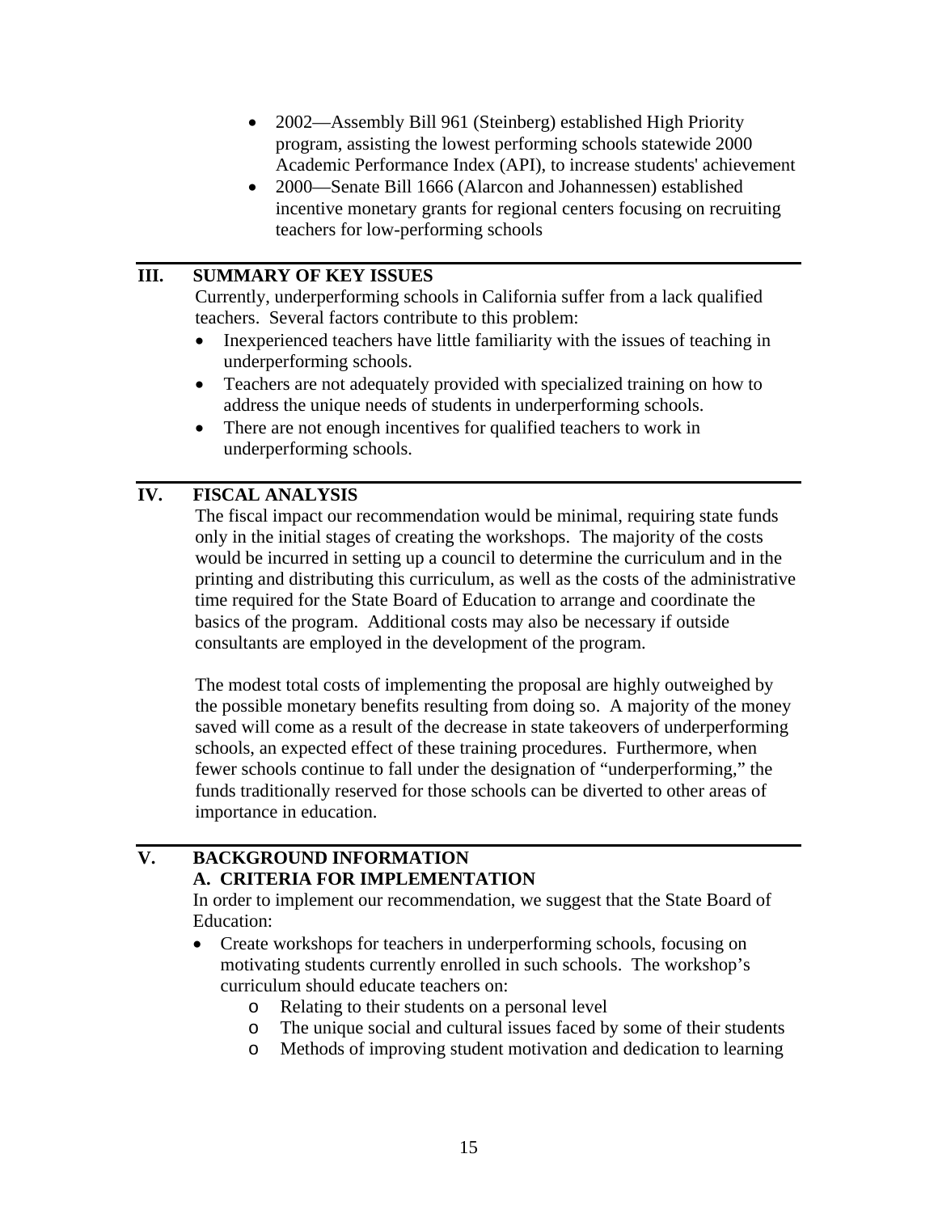- 2002—Assembly Bill 961 (Steinberg) established High Priority program, assisting the lowest performing schools statewide 2000 Academic Performance Index (API), to increase students' achievement
- 2000—Senate Bill 1666 (Alarcon and Johannessen) established incentive monetary grants for regional centers focusing on recruiting teachers for low-performing schools

## III. SUMMARY OF KEY ISSUES

Currently, underperforming schools in California suffer from a lack qualified teachers. Several factors contribute to this problem:

- Inexperienced teachers have little familiarity with the issues of teaching in underperforming schools.
- Teachers are not adequately provided with specialized training on how to address the unique needs of students in underperforming schools.
- There are not enough incentives for qualified teachers to work in underperforming schools.

## IV. FISCAL ANALYSIS

The fiscal impact our recommendation would be minimal, requiring state funds only in the initial stages of creating the workshops. The majority of the costs would be incurred in setting up a council to determine the curriculum and in the printing and distributing this curriculum, as well as the costs of the administrative time required for the State Board of Education to arrange and coordinate the basics of the program. Additional costs may also be necessary if outside consultants are employed in the development of the program.

The modest total costs of implementing the proposal are highly outweighed by the possible monetary benefits resulting from doing so. A majority of the money saved will come as a result of the decrease in state takeovers of underperforming schools, an expected effect of these training procedures. Furthermore, when fewer schools continue to fall under the designation of "underperforming," the funds traditionally reserved for those schools can be diverted to other areas of importance in education.

## V. BACKGROUND INFORMATION

### A. CRITERIA FOR IMPLEMENTATION

In order to implement our recommendation, we suggest that the State Board of Education:

- Create workshops for teachers in underperforming schools, focusing on motivating students currently enrolled in such schools. The workshop's curriculum should educate teachers on:
  - Relating to their students on a personal level
  - The unique social and cultural issues faced by some of their students
  - Methods of improving student motivation and dedication to learning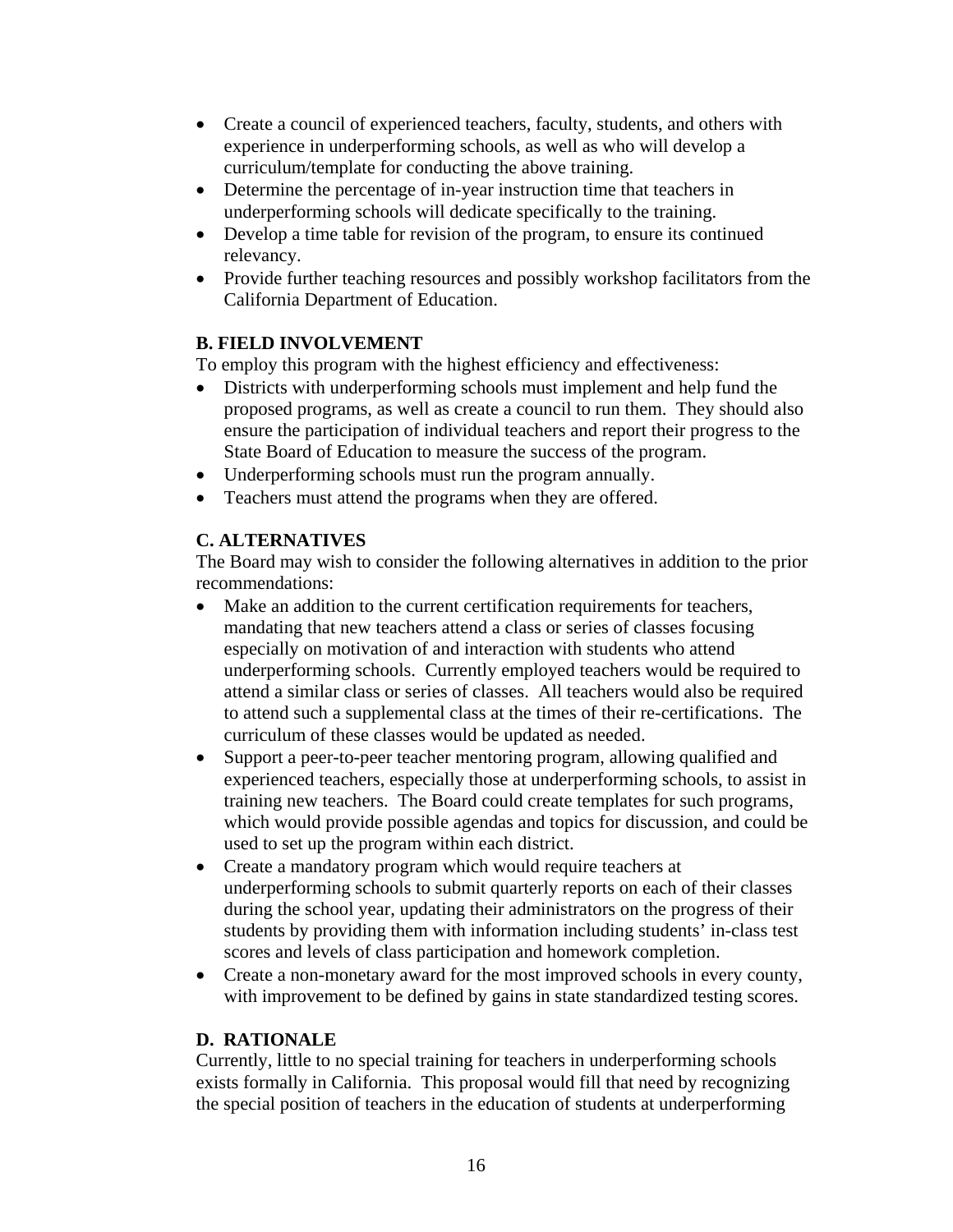- Create a council of experienced teachers, faculty, students, and others with experience in underperforming schools, as well as who will develop a curriculum/template for conducting the above training.
- Determine the percentage of in-year instruction time that teachers in underperforming schools will dedicate specifically to the training.
- Develop a time table for revision of the program, to ensure its continued relevancy.
- Provide further teaching resources and possibly workshop facilitators from the California Department of Education.

**B. FIELD INVOLVEMENT**

To employ this program with the highest efficiency and effectiveness:

- Districts with underperforming schools must implement and help fund the proposed programs, as well as create a council to run them. They should also ensure the participation of individual teachers and report their progress to the State Board of Education to measure the success of the program.
- Underperforming schools must run the program annually.
- Teachers must attend the programs when they are offered.

**C. ALTERNATIVES**

The Board may wish to consider the following alternatives in addition to the prior recommendations:

- Make an addition to the current certification requirements for teachers, mandating that new teachers attend a class or series of classes focusing especially on motivation of and interaction with students who attend underperforming schools. Currently employed teachers would be required to attend a similar class or series of classes. All teachers would also be required to attend such a supplemental class at the times of their re-certifications. The curriculum of these classes would be updated as needed.
- Support a peer-to-peer teacher mentoring program, allowing qualified and experienced teachers, especially those at underperforming schools, to assist in training new teachers. The Board could create templates for such programs, which would provide possible agendas and topics for discussion, and could be used to set up the program within each district.
- Create a mandatory program which would require teachers at underperforming schools to submit quarterly reports on each of their classes during the school year, updating their administrators on the progress of their students by providing them with information including students' in-class test scores and levels of class participation and homework completion.
- Create a non-monetary award for the most improved schools in every county, with improvement to be defined by gains in state standardized testing scores.

**D. RATIONALE**

Currently, little to no special training for teachers in underperforming schools exists formally in California. This proposal would fill that need by recognizing the special position of teachers in the education of students at underperforming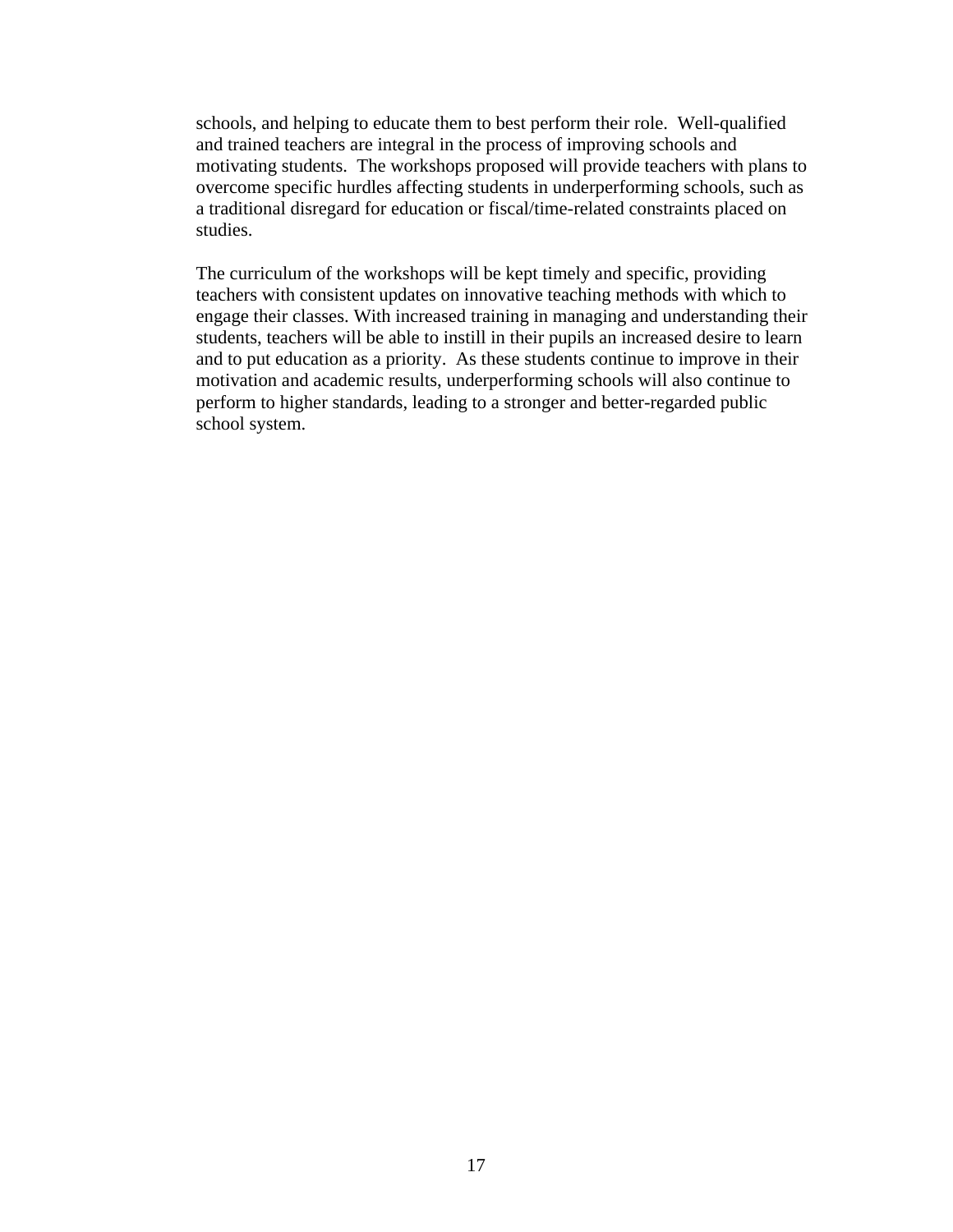schools, and helping to educate them to best perform their role. Well-qualified and trained teachers are integral in the process of improving schools and motivating students. The workshops proposed will provide teachers with plans to overcome specific hurdles affecting students in underperforming schools, such as a traditional disregard for education or fiscal/time-related constraints placed on studies.

The curriculum of the workshops will be kept timely and specific, providing teachers with consistent updates on innovative teaching methods with which to engage their classes. With increased training in managing and understanding their students, teachers will be able to instill in their pupils an increased desire to learn and to put education as a priority. As these students continue to improve in their motivation and academic results, underperforming schools will also continue to perform to higher standards, leading to a stronger and better-regarded public school system.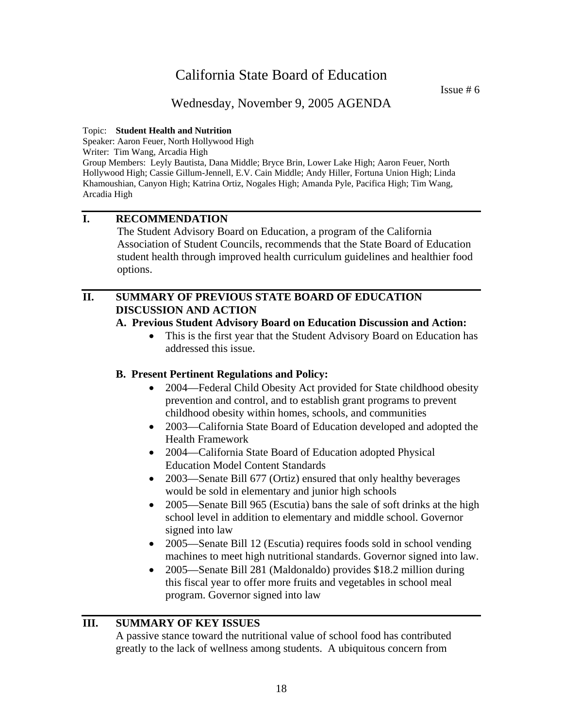# California State Board of Education

Issue # 6

## Wednesday, November 9, 2005 AGENDA

Topic: **Student Health and Nutrition**
Speaker: Aaron Feuer, North Hollywood High
Writer: Tim Wang, Arcadia High
Group Members: Leyly Bautista, Dana Middle; Bryce Brin, Lower Lake High; Aaron Feuer, North Hollywood High; Cassie Gillum-Jennell, E.V. Cain Middle; Andy Hiller, Fortuna Union High; Linda Khamoushian, Canyon High; Katrina Ortiz, Nogales High; Amanda Pyle, Pacifica High; Tim Wang, Arcadia High

---

## I. RECOMMENDATION

The Student Advisory Board on Education, a program of the California Association of Student Councils, recommends that the State Board of Education student health through improved health curriculum guidelines and healthier food options.

---

## II. SUMMARY OF PREVIOUS STATE BOARD OF EDUCATION DISCUSSION AND ACTION

### A. Previous Student Advisory Board on Education Discussion and Action:

- This is the first year that the Student Advisory Board on Education has addressed this issue.

### B. Present Pertinent Regulations and Policy:

- 2004—Federal Child Obesity Act provided for State childhood obesity prevention and control, and to establish grant programs to prevent childhood obesity within homes, schools, and communities
- 2003—California State Board of Education developed and adopted the Health Framework
- 2004—California State Board of Education adopted Physical Education Model Content Standards
- 2003—Senate Bill 677 (Ortiz) ensured that only healthy beverages would be sold in elementary and junior high schools
- 2005—Senate Bill 965 (Escutia) bans the sale of soft drinks at the high school level in addition to elementary and middle school. Governor signed into law
- 2005—Senate Bill 12 (Escutia) requires foods sold in school vending machines to meet high nutritional standards. Governor signed into law.
- 2005—Senate Bill 281 (Maldonaldo) provides $18.2 million during this fiscal year to offer more fruits and vegetables in school meal program. Governor signed into law

---

## III. SUMMARY OF KEY ISSUES

A passive stance toward the nutritional value of school food has contributed greatly to the lack of wellness among students. A ubiquitous concern from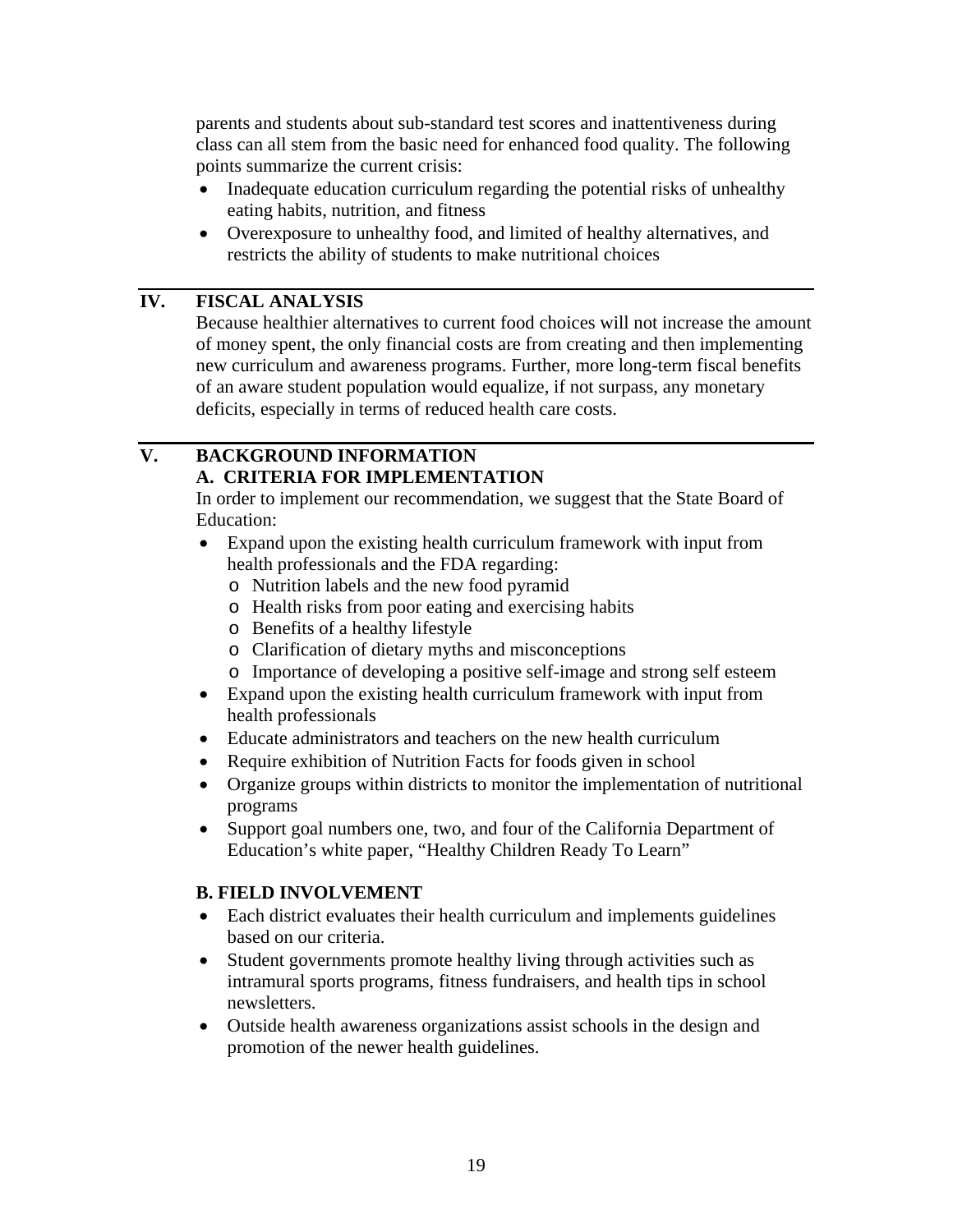parents and students about sub-standard test scores and inattentiveness during class can all stem from the basic need for enhanced food quality. The following points summarize the current crisis:

- Inadequate education curriculum regarding the potential risks of unhealthy eating habits, nutrition, and fitness
- Overexposure to unhealthy food, and limited of healthy alternatives, and restricts the ability of students to make nutritional choices

## IV. FISCAL ANALYSIS

Because healthier alternatives to current food choices will not increase the amount of money spent, the only financial costs are from creating and then implementing new curriculum and awareness programs. Further, more long-term fiscal benefits of an aware student population would equalize, if not surpass, any monetary deficits, especially in terms of reduced health care costs.

## V. BACKGROUND INFORMATION

### A. CRITERIA FOR IMPLEMENTATION

In order to implement our recommendation, we suggest that the State Board of Education:

- Expand upon the existing health curriculum framework with input from health professionals and the FDA regarding:
    - Nutrition labels and the new food pyramid
    - Health risks from poor eating and exercising habits
    - Benefits of a healthy lifestyle
    - Clarification of dietary myths and misconceptions
    - Importance of developing a positive self-image and strong self esteem
- Expand upon the existing health curriculum framework with input from health professionals
- Educate administrators and teachers on the new health curriculum
- Require exhibition of Nutrition Facts for foods given in school
- Organize groups within districts to monitor the implementation of nutritional programs
- Support goal numbers one, two, and four of the California Department of Education's white paper, "Healthy Children Ready To Learn"

### B. FIELD INVOLVEMENT

- Each district evaluates their health curriculum and implements guidelines based on our criteria.
- Student governments promote healthy living through activities such as intramural sports programs, fitness fundraisers, and health tips in school newsletters.
- Outside health awareness organizations assist schools in the design and promotion of the newer health guidelines.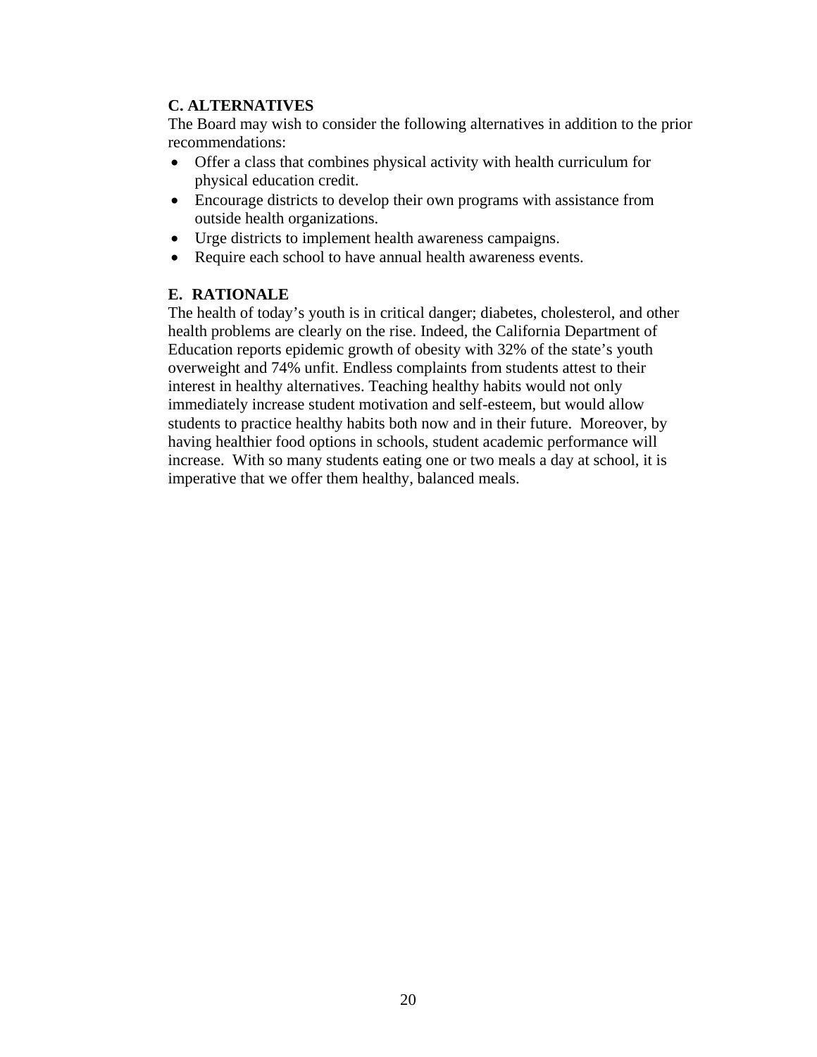### C. ALTERNATIVES

The Board may wish to consider the following alternatives in addition to the prior recommendations:

- Offer a class that combines physical activity with health curriculum for physical education credit.
- Encourage districts to develop their own programs with assistance from outside health organizations.
- Urge districts to implement health awareness campaigns.
- Require each school to have annual health awareness events.

### E. RATIONALE

The health of today's youth is in critical danger; diabetes, cholesterol, and other health problems are clearly on the rise. Indeed, the California Department of Education reports epidemic growth of obesity with 32% of the state's youth overweight and 74% unfit. Endless complaints from students attest to their interest in healthy alternatives. Teaching healthy habits would not only immediately increase student motivation and self-esteem, but would allow students to practice healthy habits both now and in their future. Moreover, by having healthier food options in schools, student academic performance will increase. With so many students eating one or two meals a day at school, it is imperative that we offer them healthy, balanced meals.